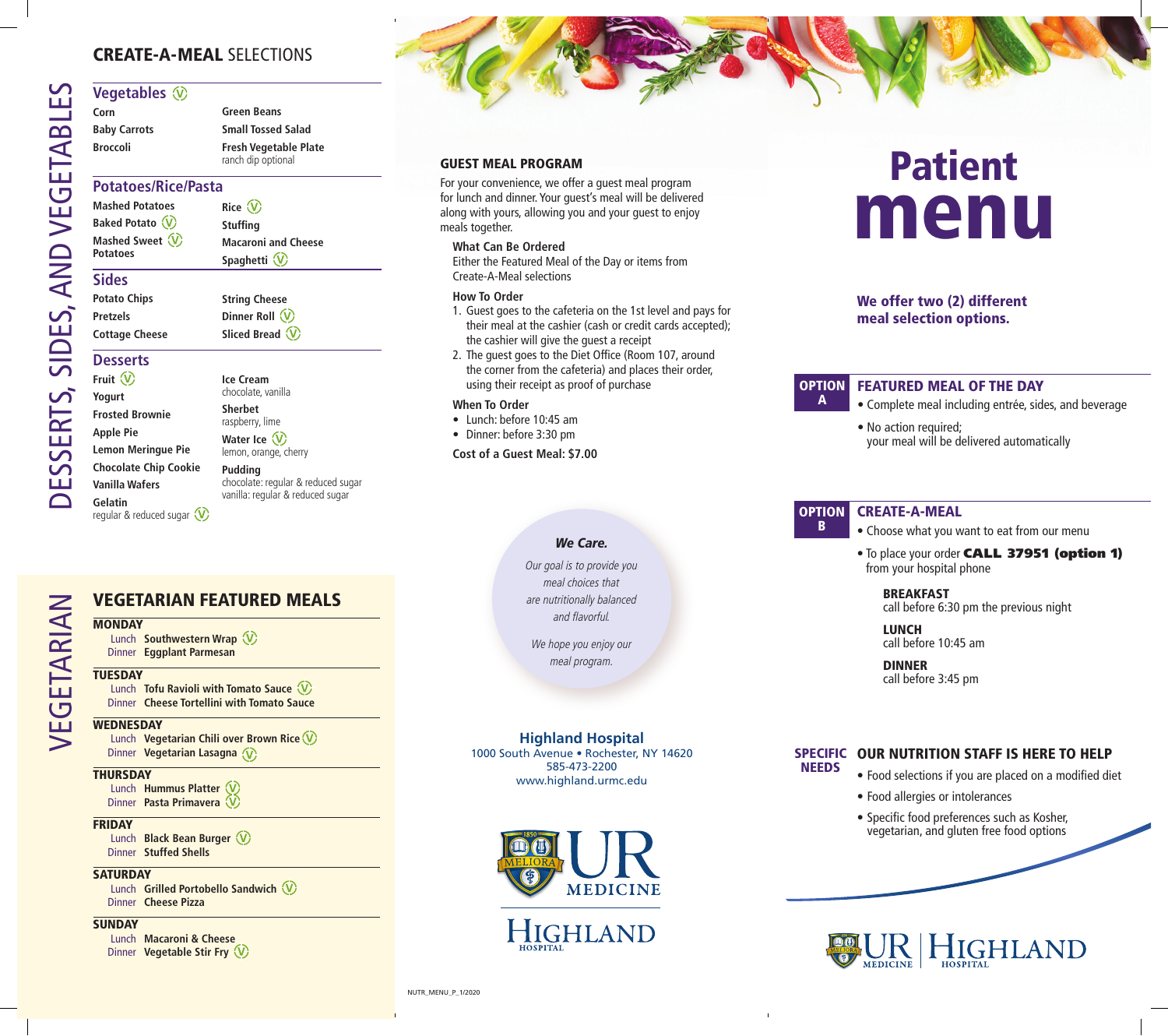# CREATE-A-MEAL SELECTIONS

DESSERTS, SIDES, AND VEGETABLES

## Vegetables (V)

- Corn
- Baby Carrots
- Broccoli
- Green Beans
- Small Tossed Salad
- Fresh Vegetable Plate
  ranch dip optional

## Potatoes/Rice/Pasta

- Mashed Potatoes
- Baked Potato (V)
- Mashed Sweet Potatoes (V)
- Rice (V)
- Stuffing
- Macaroni and Cheese
- Spaghetti (V)

## Sides

- Potato Chips
- Pretzels
- Cottage Cheese
- String Cheese
- Dinner Roll (V)
- Sliced Bread (V)

## Desserts

- Fruit (V)
- Yogurt
- Frosted Brownie
- Apple Pie
- Lemon Meringue Pie
- Chocolate Chip Cookie
- Vanilla Wafers
- Gelatin
  regular & reduced sugar (V)
- Ice Cream
  chocolate, vanilla
- Sherbet
  raspberry, lime
- Water Ice (V)
  lemon, orange, cherry
- Pudding
  chocolate: regular & reduced sugar
  vanilla: regular & reduced sugar

VEGETARIAN

## VEGETARIAN FEATURED MEALS

**MONDAY**
- Lunch **Southwestern Wrap** (V)
- Dinner **Eggplant Parmesan**

**TUESDAY**
- Lunch **Tofu Ravioli with Tomato Sauce** (V)
- Dinner **Cheese Tortellini with Tomato Sauce**

**WEDNESDAY**
- Lunch **Vegetarian Chili over Brown Rice** (V)
- Dinner **Vegetarian Lasagna** (V)

**THURSDAY**
- Lunch **Hummus Platter** (V)
- Dinner **Pasta Primavera** (V)

**FRIDAY**
- Lunch **Black Bean Burger** (V)
- Dinner **Stuffed Shells**

**SATURDAY**
- Lunch **Grilled Portobello Sandwich** (V)
- Dinner **Cheese Pizza**

**SUNDAY**
- Lunch **Macaroni & Cheese**
- Dinner **Vegetable Stir Fry** (V)

## GUEST MEAL PROGRAM

For your convenience, we offer a guest meal program for lunch and dinner. Your guest's meal will be delivered along with yours, allowing you and your guest to enjoy meals together.

**What Can Be Ordered**
Either the Featured Meal of the Day or items from Create-A-Meal selections

**How To Order**
1. Guest goes to the cafeteria on the 1st level and pays for their meal at the cashier (cash or credit cards accepted); the cashier will give the guest a receipt
2. The guest goes to the Diet Office (Room 107, around the corner from the cafeteria) and places their order, using their receipt as proof of purchase

**When To Order**
- Lunch: before 10:45 am
- Dinner: before 3:30 pm

**Cost of a Guest Meal: $7.00**

***We Care.***

*Our goal is to provide you meal choices that are nutritionally balanced and flavorful.*

*We hope you enjoy our meal program.*

**Highland Hospital**
1000 South Avenue • Rochester, NY 14620
585-473-2200
www.highland.urmc.edu

UR MEDICINE HIGHLAND HOSPITAL

NUTR_MENU_P_1/2020

# Patient menu

**We offer two (2) different meal selection options.**

## OPTION A — FEATURED MEAL OF THE DAY

- Complete meal including entrée, sides, and beverage
- No action required; your meal will be delivered automatically

## OPTION B — CREATE-A-MEAL

- Choose what you want to eat from our menu
- To place your order **CALL 37951 (option 1)** from your hospital phone

**BREAKFAST**
call before 6:30 pm the previous night

**LUNCH**
call before 10:45 am

**DINNER**
call before 3:45 pm

## SPECIFIC NEEDS — OUR NUTRITION STAFF IS HERE TO HELP

- Food selections if you are placed on a modified diet
- Food allergies or intolerances
- Specific food preferences such as Kosher, vegetarian, and gluten free food options

UR MEDICINE | HIGHLAND HOSPITAL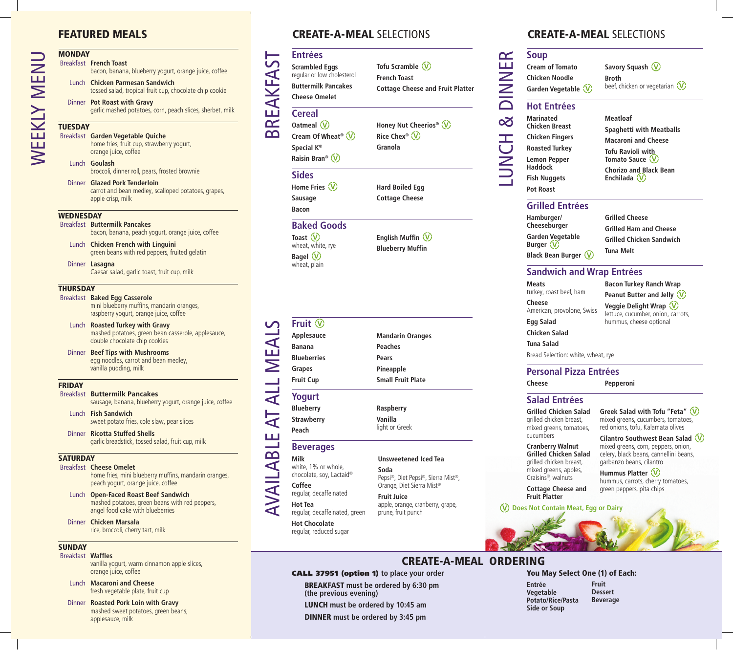# WEEKLY MENU

## FEATURED MEALS

### MONDAY

**Breakfast** **French Toast**
bacon, banana, blueberry yogurt, orange juice, coffee

**Lunch** **Chicken Parmesan Sandwich**
tossed salad, tropical fruit cup, chocolate chip cookie

**Dinner** **Pot Roast with Gravy**
garlic mashed potatoes, corn, peach slices, sherbet, milk

### TUESDAY

**Breakfast** **Garden Vegetable Quiche**
home fries, fruit cup, strawberry yogurt, orange juice, coffee

**Lunch** **Goulash**
broccoli, dinner roll, pears, frosted brownie

**Dinner** **Glazed Pork Tenderloin**
carrot and bean medley, scalloped potatoes, grapes, apple crisp, milk

### WEDNESDAY

**Breakfast** **Buttermilk Pancakes**
bacon, banana, peach yogurt, orange juice, coffee

**Lunch** **Chicken French with Linguini**
green beans with red peppers, fruited gelatin

**Dinner** **Lasagna**
Caesar salad, garlic toast, fruit cup, milk

### THURSDAY

**Breakfast** **Baked Egg Casserole**
mini blueberry muffins, mandarin oranges, raspberry yogurt, orange juice, coffee

**Lunch** **Roasted Turkey with Gravy**
mashed potatoes, green bean casserole, applesauce, double chocolate chip cookies

**Dinner** **Beef Tips with Mushrooms**
egg noodles, carrot and bean medley, vanilla pudding, milk

### FRIDAY

**Breakfast** **Buttermilk Pancakes**
sausage, banana, blueberry yogurt, orange juice, coffee

**Lunch** **Fish Sandwich**
sweet potato fries, cole slaw, pear slices

**Dinner** **Ricotta Stuffed Shells**
garlic breadstick, tossed salad, fruit cup, milk

### SATURDAY

**Breakfast** **Cheese Omelet**
home fries, mini blueberry muffins, mandarin oranges, peach yogurt, orange juice, coffee

**Lunch** **Open-Faced Roast Beef Sandwich**
mashed potatoes, green beans with red peppers, angel food cake with blueberries

**Dinner** **Chicken Marsala**
rice, broccoli, cherry tart, milk

### SUNDAY

**Breakfast** **Waffles**
vanilla yogurt, warm cinnamon apple slices, orange juice, coffee

**Lunch** **Macaroni and Cheese**
fresh vegetable plate, fruit cup

**Dinner** **Roasted Pork Loin with Gravy**
mashed sweet potatoes, green beans, applesauce, milk

# BREAKFAST

## CREATE-A-MEAL SELECTIONS

### Entrées

- **Scrambled Eggs** – regular or low cholesterol
- **Buttermilk Pancakes**
- **Cheese Omelet**
- **Tofu Scramble** (V)
- **French Toast**
- **Cottage Cheese and Fruit Platter**

### Cereal

- **Oatmeal** (V)
- **Cream Of Wheat®** (V)
- **Special K®**
- **Raisin Bran®** (V)
- **Honey Nut Cheerios®** (V)
- **Rice Chex®** (V)
- **Granola**

### Sides

- **Home Fries** (V)
- **Sausage**
- **Bacon**
- **Hard Boiled Egg**
- **Cottage Cheese**

### Baked Goods

- **Toast** (V) – wheat, white, rye
- **Bagel** (V) – wheat, plain
- **English Muffin** (V)
- **Blueberry Muffin**

# AVAILABLE AT ALL MEALS

### Fruit (V)

- **Applesauce**
- **Banana**
- **Blueberries**
- **Grapes**
- **Fruit Cup**
- **Mandarin Oranges**
- **Peaches**
- **Pears**
- **Pineapple**
- **Small Fruit Plate**

### Yogurt

- **Blueberry**
- **Strawberry**
- **Peach**
- **Raspberry**
- **Vanilla** – light or Greek

### Beverages

- **Milk** – white, 1% or whole, chocolate, soy, Lactaid®
- **Coffee** – regular, decaffeinated
- **Hot Tea** – regular, decaffeinated, green
- **Hot Chocolate** – regular, reduced sugar
- **Unsweetened Iced Tea**
- **Soda** – Pepsi®, Diet Pepsi®, Sierra Mist®, Orange, Diet Sierra Mist®
- **Fruit Juice** – apple, orange, cranberry, grape, prune, fruit punch

# LUNCH & DINNER

## CREATE-A-MEAL SELECTIONS

### Soup

- **Cream of Tomato**
- **Chicken Noodle**
- **Garden Vegetable** (V)
- **Savory Squash** (V)
- **Broth** – beef, chicken or vegetarian (V)

### Hot Entrées

- **Marinated Chicken Breast**
- **Chicken Fingers**
- **Roasted Turkey**
- **Lemon Pepper Haddock**
- **Fish Nuggets**
- **Pot Roast**
- **Meatloaf**
- **Spaghetti with Meatballs**
- **Macaroni and Cheese**
- **Tofu Ravioli with Tomato Sauce** (V)
- **Chorizo and Black Bean Enchilada** (V)

### Grilled Entrées

- **Hamburger/ Cheeseburger**
- **Garden Vegetable Burger** (V)
- **Black Bean Burger** (V)
- **Grilled Cheese**
- **Grilled Ham and Cheese**
- **Grilled Chicken Sandwich**
- **Tuna Melt**

### Sandwich and Wrap Entrées

- **Meats** – turkey, roast beef, ham
- **Cheese** – American, provolone, Swiss
- **Egg Salad**
- **Chicken Salad**
- **Tuna Salad**
- **Bacon Turkey Ranch Wrap**
- **Peanut Butter and Jelly** (V)
- **Veggie Delight Wrap** (V) – lettuce, cucumber, onion, carrots, hummus, cheese optional

Bread Selection: white, wheat, rye

### Personal Pizza Entrées

- **Cheese**
- **Pepperoni**

### Salad Entrées

- **Grilled Chicken Salad** – grilled chicken breast, mixed greens, tomatoes, cucumbers
- **Cranberry Walnut Grilled Chicken Salad** – grilled chicken breast, mixed greens, apples, Craisins®, walnuts
- **Cottage Cheese and Fruit Platter**
- **Greek Salad with Tofu "Feta"** (V) – mixed greens, cucumbers, tomatoes, red onions, tofu, Kalamata olives
- **Cilantro Southwest Bean Salad** (V) – mixed greens, corn, peppers, onion, celery, black beans, cannellini beans, garbanzo beans, cilantro
- **Hummus Platter** (V) – hummus, carrots, cherry tomatoes, green peppers, pita chips

(V) Does Not Contain Meat, Egg or Dairy

## CREATE-A-MEAL ORDERING

**CALL 37951 (option 1)** to place your order

**BREAKFAST** must be ordered by 6:30 pm (the previous evening)

**LUNCH** must be ordered by 10:45 am

**DINNER** must be ordered by 3:45 pm

**You May Select One (1) of Each:**

- Entrée
- Vegetable
- Potato/Rice/Pasta
- Side or Soup
- Fruit
- Dessert
- Beverage